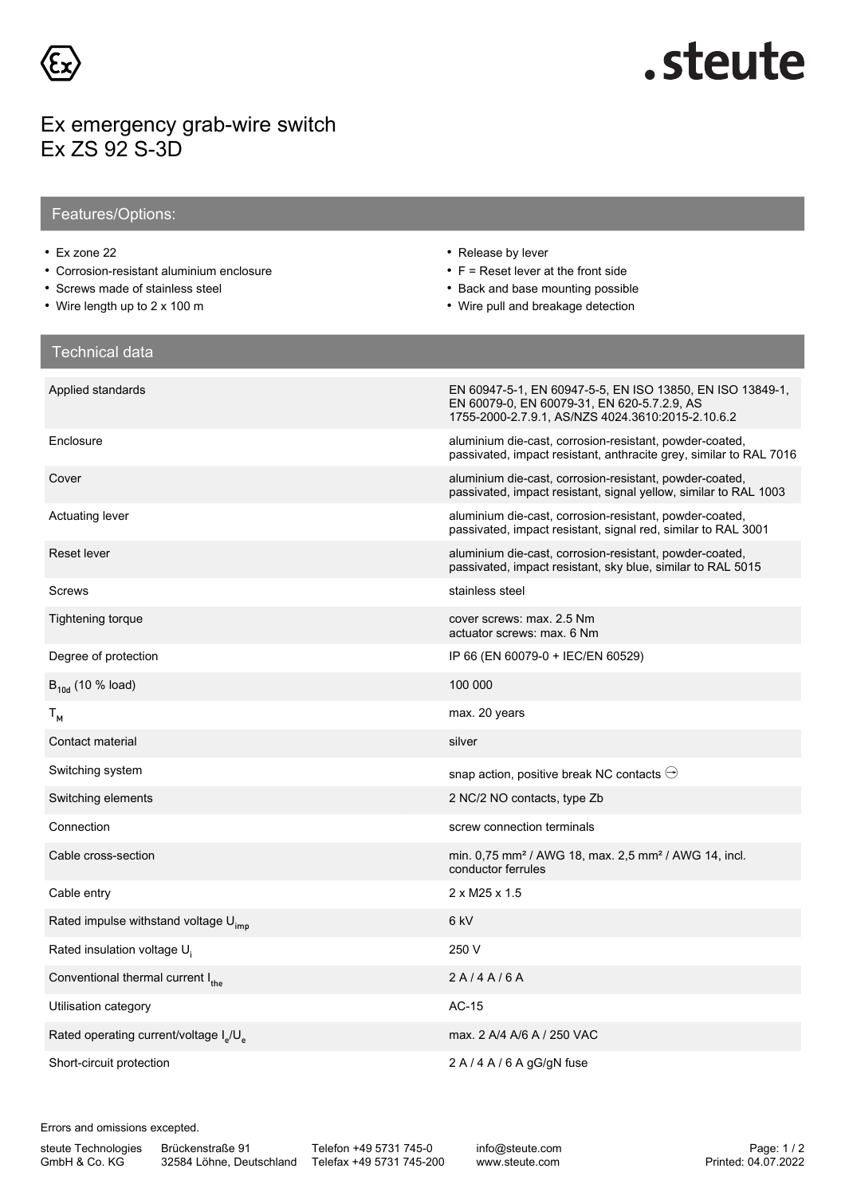# Ex emergency grab-wire switch
# Ex ZS 92 S-3D

## Features/Options:

- Ex zone 22
- Corrosion-resistant aluminium enclosure
- Screws made of stainless steel
- Wire length up to 2 x 100 m
- Release by lever
- F = Reset lever at the front side
- Back and base mounting possible
- Wire pull and breakage detection

## Technical data

| | |
|---|---|
| Applied standards | EN 60947-5-1, EN 60947-5-5, EN ISO 13850, EN ISO 13849-1, EN 60079-0, EN 60079-31, EN 620-5.7.2.9, AS 1755-2000-2.7.9.1, AS/NZS 4024.3610:2015-2.10.6.2 |
| Enclosure | aluminium die-cast, corrosion-resistant, powder-coated, passivated, impact resistant, anthracite grey, similar to RAL 7016 |
| Cover | aluminium die-cast, corrosion-resistant, powder-coated, passivated, impact resistant, signal yellow, similar to RAL 1003 |
| Actuating lever | aluminium die-cast, corrosion-resistant, powder-coated, passivated, impact resistant, signal red, similar to RAL 3001 |
| Reset lever | aluminium die-cast, corrosion-resistant, powder-coated, passivated, impact resistant, sky blue, similar to RAL 5015 |
| Screws | stainless steel |
| Tightening torque | cover screws: max. 2.5 Nm<br>actuator screws: max. 6 Nm |
| Degree of protection | IP 66 (EN 60079-0 + IEC/EN 60529) |
| $B_{10d}$ (10 % load) | 100 000 |
| $T_M$ | max. 20 years |
| Contact material | silver |
| Switching system | snap action, positive break NC contacts ⊖ |
| Switching elements | 2 NC/2 NO contacts, type Zb |
| Connection | screw connection terminals |
| Cable cross-section | min. 0,75 mm² / AWG 18, max. 2,5 mm² / AWG 14, incl. conductor ferrules |
| Cable entry | 2 x M25 x 1.5 |
| Rated impulse withstand voltage $U_{imp}$ | 6 kV |
| Rated insulation voltage $U_i$ | 250 V |
| Conventional thermal current $I_{the}$ | 2 A / 4 A / 6 A |
| Utilisation category | AC-15 |
| Rated operating current/voltage $I_e$/$U_e$ | max. 2 A/4 A/6 A / 250 VAC |
| Short-circuit protection | 2 A / 4 A / 6 A gG/gN fuse |

Errors and omissions excepted.

steute Technologies GmbH & Co. KG | Brückenstraße 91, 32584 Löhne, Deutschland | Telefon +49 5731 745-0 | Telefax +49 5731 745-200 | info@steute.com | www.steute.com | Printed: 04.07.2022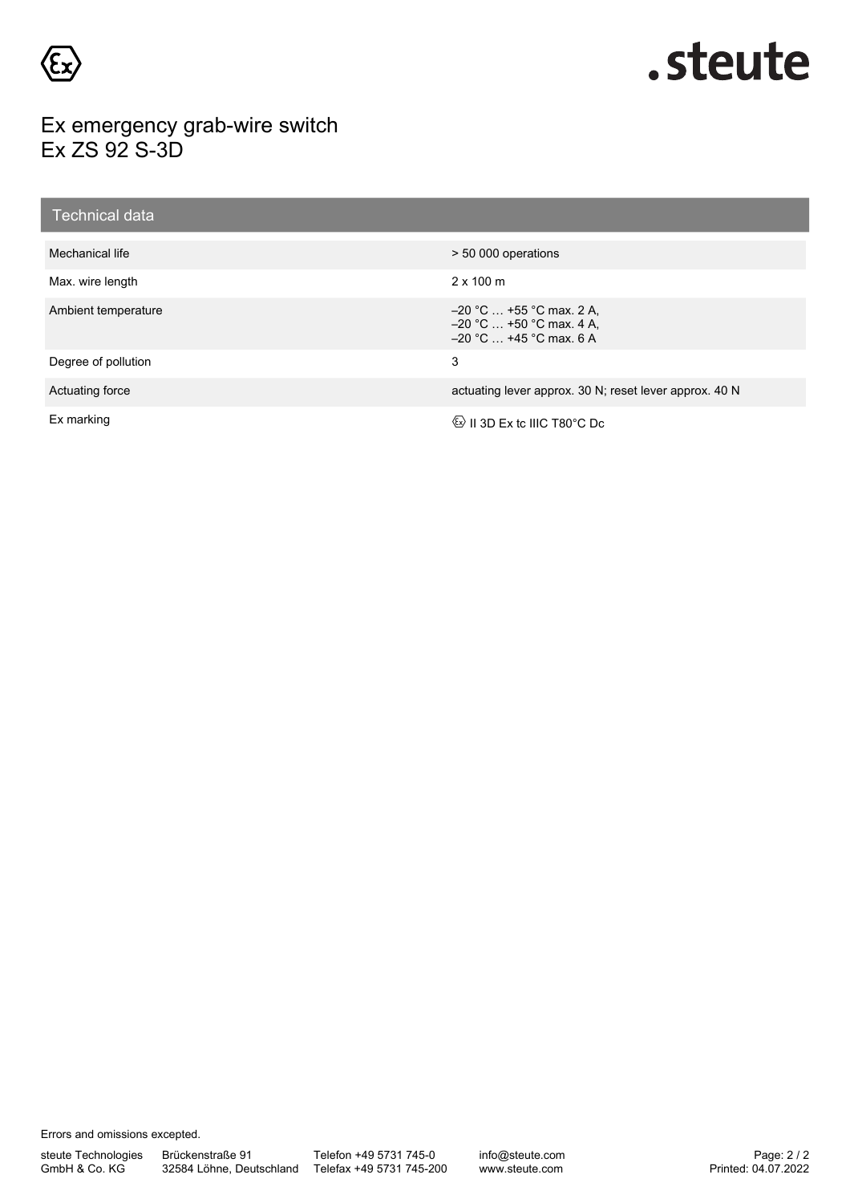# Ex emergency grab-wire switch
# Ex ZS 92 S-3D

## Technical data

| | |
|---|---|
| Mechanical life | > 50 000 operations |
| Max. wire length | 2 x 100 m |
| Ambient temperature | –20 °C … +55 °C max. 2 A,<br>–20 °C … +50 °C max. 4 A,<br>–20 °C … +45 °C max. 6 A |
| Degree of pollution | 3 |
| Actuating force | actuating lever approx. 30 N; reset lever approx. 40 N |
| Ex marking | Ex II 3D Ex tc IIIC T80°C Dc |

Errors and omissions excepted.

steute Technologies GmbH & Co. KG · Brückenstraße 91, 32584 Löhne, Deutschland · Telefon +49 5731 745-0 · Telefax +49 5731 745-200 · info@steute.com · www.steute.com

Printed: 04.07.2022